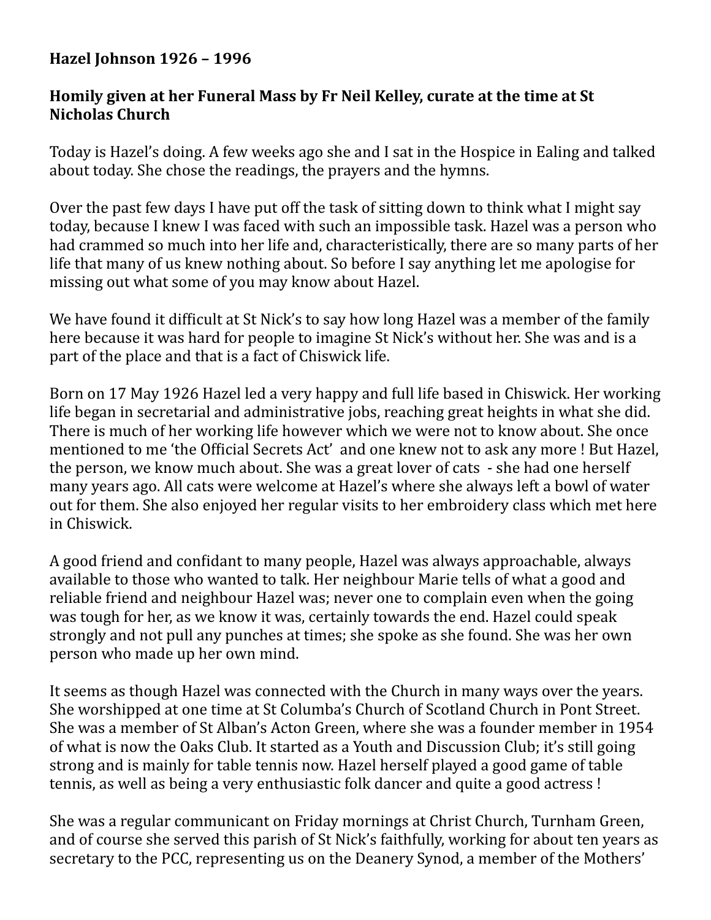**Hazel Johnson 1926 – 1996**

**Homily given at her Funeral Mass by Fr Neil Kelley, curate at the time at St Nicholas Church**

Today is Hazel's doing. A few weeks ago she and I sat in the Hospice in Ealing and talked about today. She chose the readings, the prayers and the hymns.

Over the past few days I have put off the task of sitting down to think what I might say today, because I knew I was faced with such an impossible task. Hazel was a person who had crammed so much into her life and, characteristically, there are so many parts of her life that many of us knew nothing about. So before I say anything let me apologise for missing out what some of you may know about Hazel.

We have found it difficult at St Nick's to say how long Hazel was a member of the family here because it was hard for people to imagine St Nick's without her. She was and is a part of the place and that is a fact of Chiswick life.

Born on 17 May 1926 Hazel led a very happy and full life based in Chiswick. Her working life began in secretarial and administrative jobs, reaching great heights in what she did. There is much of her working life however which we were not to know about. She once mentioned to me 'the Official Secrets Act' and one knew not to ask any more ! But Hazel, the person, we know much about. She was a great lover of cats - she had one herself many years ago. All cats were welcome at Hazel's where she always left a bowl of water out for them. She also enjoyed her regular visits to her embroidery class which met here in Chiswick.

A good friend and confidant to many people, Hazel was always approachable, always available to those who wanted to talk. Her neighbour Marie tells of what a good and reliable friend and neighbour Hazel was; never one to complain even when the going was tough for her, as we know it was, certainly towards the end. Hazel could speak strongly and not pull any punches at times; she spoke as she found. She was her own person who made up her own mind.

It seems as though Hazel was connected with the Church in many ways over the years. She worshipped at one time at St Columba's Church of Scotland Church in Pont Street. She was a member of St Alban's Acton Green, where she was a founder member in 1954 of what is now the Oaks Club. It started as a Youth and Discussion Club; it's still going strong and is mainly for table tennis now. Hazel herself played a good game of table tennis, as well as being a very enthusiastic folk dancer and quite a good actress !

She was a regular communicant on Friday mornings at Christ Church, Turnham Green, and of course she served this parish of St Nick's faithfully, working for about ten years as secretary to the PCC, representing us on the Deanery Synod, a member of the Mothers'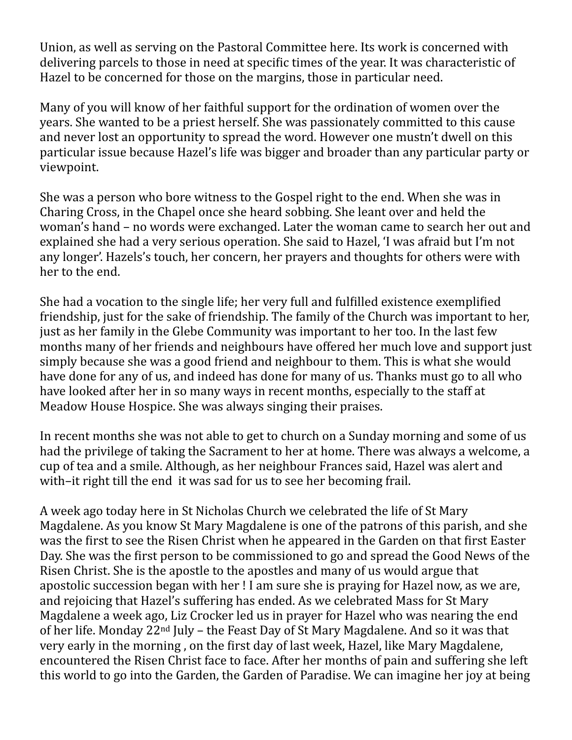Union, as well as serving on the Pastoral Committee here. Its work is concerned with delivering parcels to those in need at specific times of the year. It was characteristic of Hazel to be concerned for those on the margins, those in particular need.

Many of you will know of her faithful support for the ordination of women over the years. She wanted to be a priest herself. She was passionately committed to this cause and never lost an opportunity to spread the word. However one mustn't dwell on this particular issue because Hazel's life was bigger and broader than any particular party or viewpoint.

She was a person who bore witness to the Gospel right to the end. When she was in Charing Cross, in the Chapel once she heard sobbing. She leant over and held the woman's hand – no words were exchanged. Later the woman came to search her out and explained she had a very serious operation. She said to Hazel, 'I was afraid but I'm not any longer'. Hazels's touch, her concern, her prayers and thoughts for others were with her to the end.

She had a vocation to the single life; her very full and fulfilled existence exemplified friendship, just for the sake of friendship. The family of the Church was important to her, just as her family in the Glebe Community was important to her too. In the last few months many of her friends and neighbours have offered her much love and support just simply because she was a good friend and neighbour to them. This is what she would have done for any of us, and indeed has done for many of us. Thanks must go to all who have looked after her in so many ways in recent months, especially to the staff at Meadow House Hospice. She was always singing their praises.

In recent months she was not able to get to church on a Sunday morning and some of us had the privilege of taking the Sacrament to her at home. There was always a welcome, a cup of tea and a smile. Although, as her neighbour Frances said, Hazel was alert and with–it right till the end it was sad for us to see her becoming frail.

A week ago today here in St Nicholas Church we celebrated the life of St Mary Magdalene. As you know St Mary Magdalene is one of the patrons of this parish, and she was the first to see the Risen Christ when he appeared in the Garden on that first Easter Day. She was the first person to be commissioned to go and spread the Good News of the Risen Christ. She is the apostle to the apostles and many of us would argue that apostolic succession began with her ! I am sure she is praying for Hazel now, as we are, and rejoicing that Hazel's suffering has ended. As we celebrated Mass for St Mary Magdalene a week ago, Liz Crocker led us in prayer for Hazel who was nearing the end of her life. Monday 22nd July – the Feast Day of St Mary Magdalene. And so it was that very early in the morning , on the first day of last week, Hazel, like Mary Magdalene, encountered the Risen Christ face to face. After her months of pain and suffering she left this world to go into the Garden, the Garden of Paradise. We can imagine her joy at being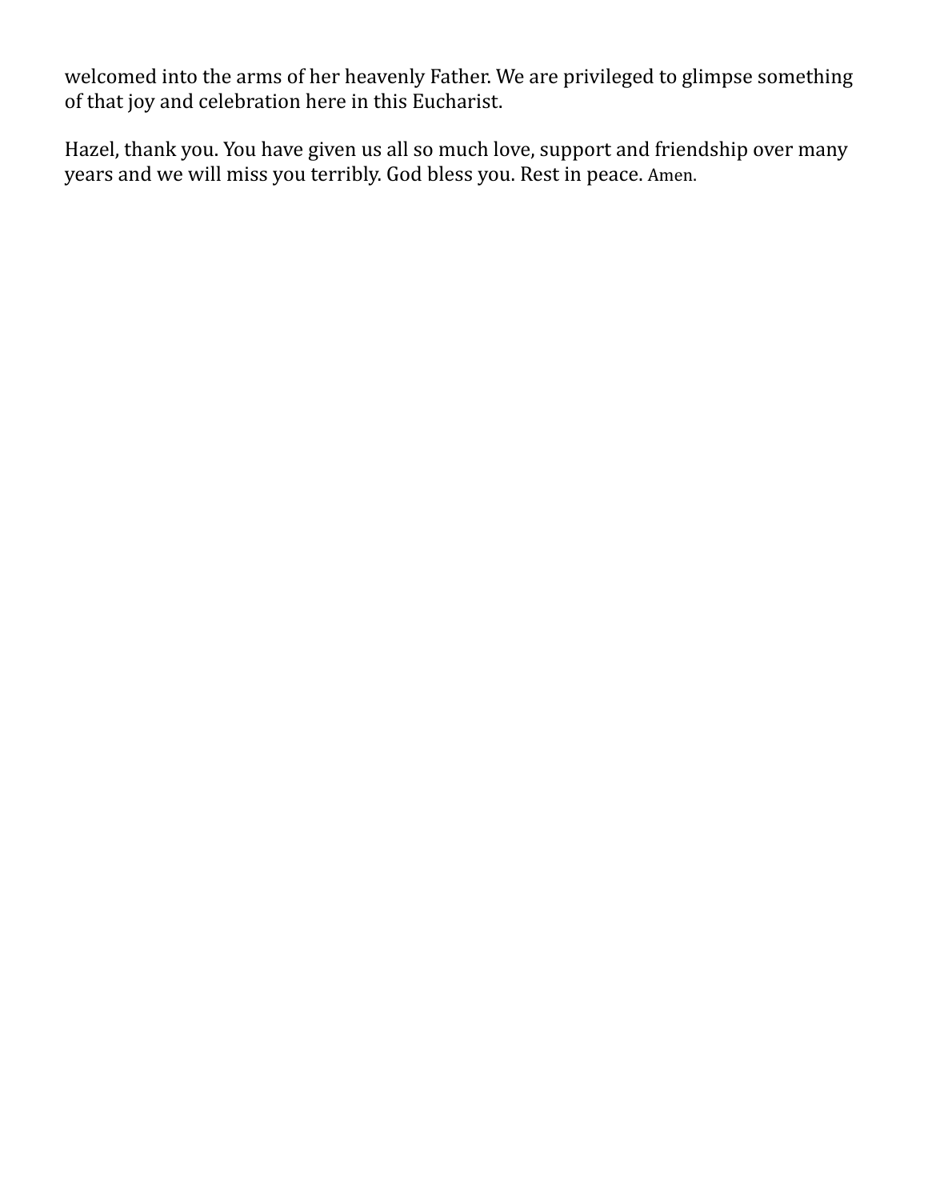welcomed into the arms of her heavenly Father. We are privileged to glimpse something of that joy and celebration here in this Eucharist.

Hazel, thank you. You have given us all so much love, support and friendship over many years and we will miss you terribly. God bless you. Rest in peace. Amen.